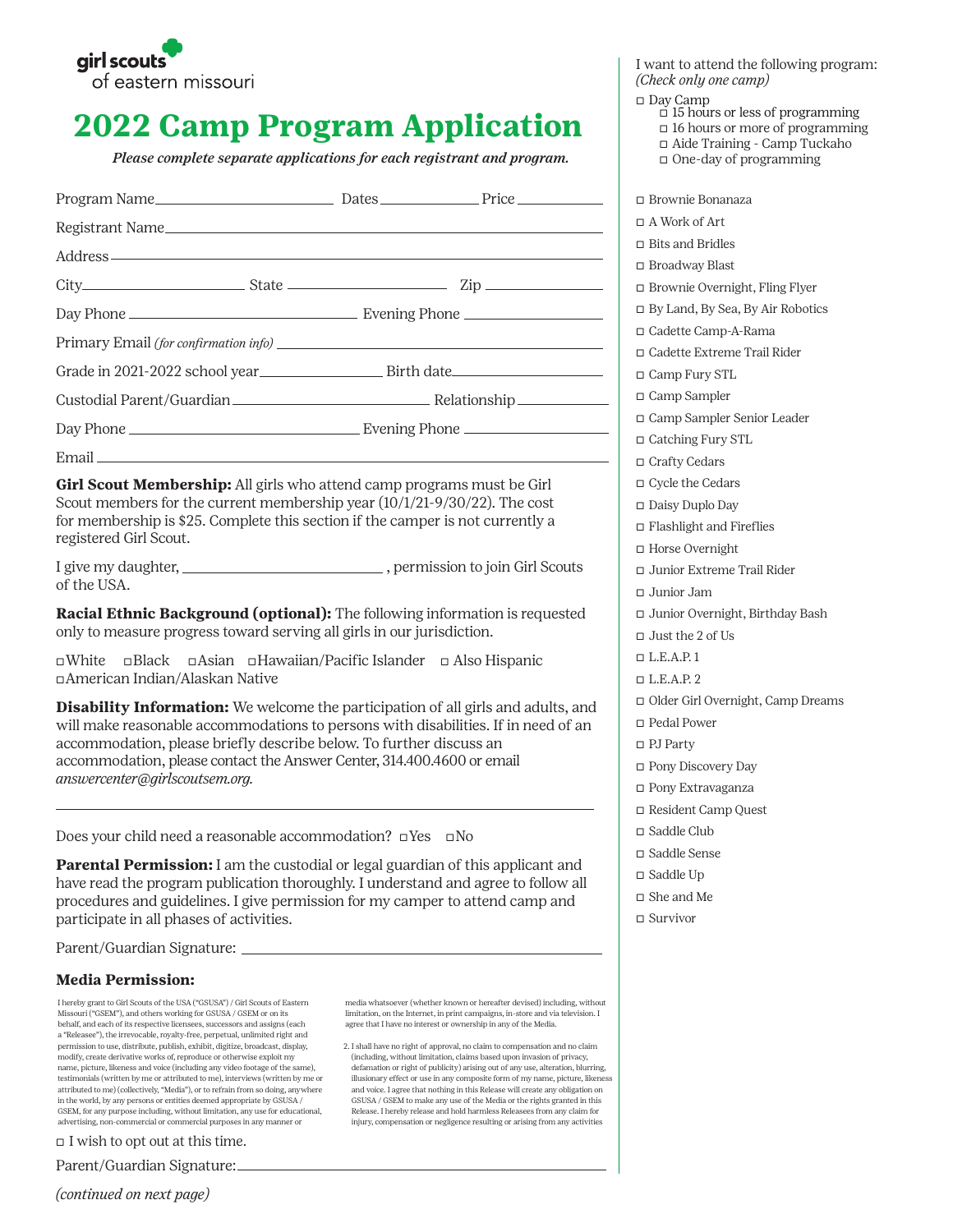girl scouts
of eastern missouri

# 2022 Camp Program Application

***Please complete separate applications for each registrant and program.***

Program Name\_\_\_\_\_\_\_\_\_\_\_\_\_\_\_\_\_\_\_\_ Dates\_\_\_\_\_\_\_\_\_\_\_\_ Price\_\_\_\_\_\_\_\_\_\_

Registrant Name\_\_\_\_\_\_\_\_\_\_\_\_\_\_\_\_\_\_\_\_\_\_\_\_\_\_\_\_\_\_\_\_\_\_\_\_\_\_\_\_\_\_\_\_

Address\_\_\_\_\_\_\_\_\_\_\_\_\_\_\_\_\_\_\_\_\_\_\_\_\_\_\_\_\_\_\_\_\_\_\_\_\_\_\_\_\_\_\_\_\_\_\_\_\_\_

City\_\_\_\_\_\_\_\_\_\_\_\_\_\_\_\_\_\_ State \_\_\_\_\_\_\_\_\_\_\_\_\_\_\_\_\_\_ Zip \_\_\_\_\_\_\_\_\_\_\_\_\_\_

Day Phone \_\_\_\_\_\_\_\_\_\_\_\_\_\_\_\_\_\_\_\_\_\_\_\_ Evening Phone \_\_\_\_\_\_\_\_\_\_\_\_\_\_\_\_\_

Primary Email *(for confirmation info)* \_\_\_\_\_\_\_\_\_\_\_\_\_\_\_\_\_\_\_\_\_\_\_\_\_\_\_\_\_\_\_\_\_\_\_\_

Grade in 2021-2022 school year\_\_\_\_\_\_\_\_\_\_\_\_\_\_ Birth date\_\_\_\_\_\_\_\_\_\_\_\_\_\_\_\_\_\_\_

Custodial Parent/Guardian\_\_\_\_\_\_\_\_\_\_\_\_\_\_\_\_\_\_\_\_\_\_\_ Relationship\_\_\_\_\_\_\_\_\_\_\_

Day Phone \_\_\_\_\_\_\_\_\_\_\_\_\_\_\_\_\_\_\_\_\_\_\_\_ Evening Phone \_\_\_\_\_\_\_\_\_\_\_\_\_\_\_\_\_

Email\_\_\_\_\_\_\_\_\_\_\_\_\_\_\_\_\_\_\_\_\_\_\_\_\_\_\_\_\_\_\_\_\_\_\_\_\_\_\_\_\_\_\_\_\_\_\_\_\_\_\_\_\_\_

**Girl Scout Membership:** All girls who attend camp programs must be Girl Scout members for the current membership year (10/1/21-9/30/22). The cost for membership is $25. Complete this section if the camper is not currently a registered Girl Scout.

I give my daughter, \_\_\_\_\_\_\_\_\_\_\_\_\_\_\_\_\_\_\_\_\_\_\_\_ , permission to join Girl Scouts of the USA.

**Racial Ethnic Background (optional):** The following information is requested only to measure progress toward serving all girls in our jurisdiction.

□ White □ Black □ Asian □ Hawaiian/Pacific Islander □ Also Hispanic □ American Indian/Alaskan Native

**Disability Information:** We welcome the participation of all girls and adults, and will make reasonable accommodations to persons with disabilities. If in need of an accommodation, please briefly describe below. To further discuss an accommodation, please contact the Answer Center, 314.400.4600 or email *answercenter@girlscoutsem.org.*

\_\_\_\_\_\_\_\_\_\_\_\_\_\_\_\_\_\_\_\_\_\_\_\_\_\_\_\_\_\_\_\_\_\_\_\_\_\_\_\_\_\_\_\_\_\_\_\_\_\_\_\_\_\_\_\_\_\_\_\_

Does your child need a reasonable accommodation? □ Yes □ No

**Parental Permission:** I am the custodial or legal guardian of this applicant and have read the program publication thoroughly. I understand and agree to follow all procedures and guidelines. I give permission for my camper to attend camp and participate in all phases of activities.

Parent/Guardian Signature: \_\_\_\_\_\_\_\_\_\_\_\_\_\_\_\_\_\_\_\_\_\_\_\_\_\_\_\_\_\_\_\_\_\_\_\_\_\_\_\_

**Media Permission:**

I hereby grant to Girl Scouts of the USA ("GSUSA") / Girl Scouts of Eastern Missouri ("GSEM"), and others working for GSUSA / GSEM or on its behalf, and each of its respective licensees, successors and assigns (each a "Releasee"), the irrevocable, royalty-free, perpetual, unlimited right and permission to use, distribute, publish, exhibit, digitize, broadcast, display, modify, create derivative works of, reproduce or otherwise exploit my name, picture, likeness and voice (including any video footage of the same), testimonials (written by me or attributed to me), interviews (written by me or attributed to me) (collectively, "Media"), or to refrain from so doing, anywhere in the world, by any persons or entities deemed appropriate by GSUSA / GSEM, for any purpose including, without limitation, any use for educational, advertising, non-commercial or commercial purposes in any manner or media whatsoever (whether known or hereafter devised) including, without limitation, on the Internet, in print campaigns, in-store and via television. I agree that I have no interest or ownership in any of the Media.

2. I shall have no right of approval, no claim to compensation and no claim (including, without limitation, claims based upon invasion of privacy, defamation or right of publicity) arising out of any use, alteration, blurring, illusionary effect or use in any composite form of my name, picture, likeness and voice. I agree that nothing in this Release will create any obligation on GSUSA / GSEM to make any use of the Media or the rights granted in this Release. I hereby release and hold harmless Releasees from any claim for injury, compensation or negligence resulting or arising from any activities

□ I wish to opt out at this time.

Parent/Guardian Signature:\_\_\_\_\_\_\_\_\_\_\_\_\_\_\_\_\_\_\_\_\_\_\_\_\_\_\_\_\_\_\_\_\_\_\_\_\_\_\_\_

*(continued on next page)*

I want to attend the following program:
*(Check only one camp)*

- □ Day Camp
  - □ 15 hours or less of programming
  - □ 16 hours or more of programming
  - □ Aide Training - Camp Tuckaho
  - □ One-day of programming

- □ Brownie Bonanaza
- □ A Work of Art
- □ Bits and Bridles
- □ Broadway Blast
- □ Brownie Overnight, Fling Flyer
- □ By Land, By Sea, By Air Robotics
- □ Cadette Camp-A-Rama
- □ Cadette Extreme Trail Rider
- □ Camp Fury STL
- □ Camp Sampler
- □ Camp Sampler Senior Leader
- □ Catching Fury STL
- □ Crafty Cedars
- □ Cycle the Cedars
- □ Daisy Duplo Day
- □ Flashlight and Fireflies
- □ Horse Overnight
- □ Junior Extreme Trail Rider
- □ Junior Jam
- □ Junior Overnight, Birthday Bash
- □ Just the 2 of Us
- □ L.E.A.P. 1
- □ L.E.A.P. 2
- □ Older Girl Overnight, Camp Dreams
- □ Pedal Power
- □ PJ Party
- □ Pony Discovery Day
- □ Pony Extravaganza
- □ Resident Camp Quest
- □ Saddle Club
- □ Saddle Sense
- □ Saddle Up
- □ She and Me
- □ Survivor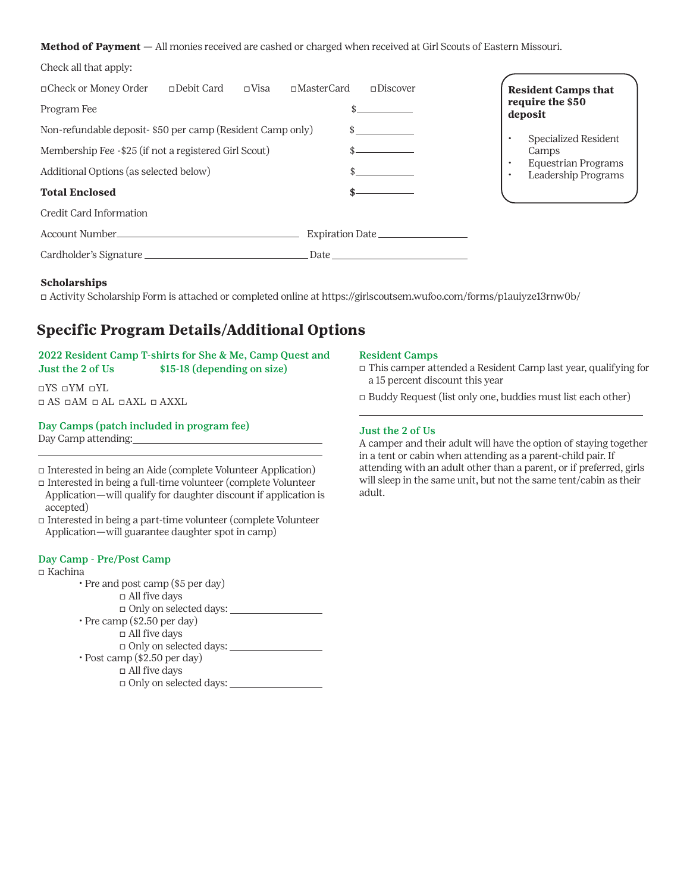**Method of Payment** — All monies received are cashed or charged when received at Girl Scouts of Eastern Missouri.

Check all that apply:

□Check or Money Order □Debit Card □Visa □MasterCard □Discover

Program Fee $\_\_\_\_\_\_\_\_\_\_

Non-refundable deposit- $50 per camp (Resident Camp only) $\_\_\_\_\_\_\_\_\_\_

Membership Fee -$25 (if not a registered Girl Scout) $\_\_\_\_\_\_\_\_\_\_

Additional Options (as selected below) $\_\_\_\_\_\_\_\_\_\_

**Total Enclosed** **$**\_\_\_\_\_\_\_\_\_\_

Credit Card Information

Account Number\_\_\_\_\_\_\_\_\_\_\_\_\_\_\_\_\_\_\_\_\_\_\_\_\_\_\_\_ Expiration Date \_\_\_\_\_\_\_\_\_\_\_\_\_\_\_

Cardholder's Signature \_\_\_\_\_\_\_\_\_\_\_\_\_\_\_\_\_\_\_\_\_\_\_\_\_\_ Date \_\_\_\_\_\_\_\_\_\_\_\_\_\_\_\_\_\_\_\_\_\_\_\_

**Resident Camps that require the $50 deposit**

- Specialized Resident Camps
- Equestrian Programs
- Leadership Programs

**Scholarships**

□ Activity Scholarship Form is attached or completed online at https://girlscoutsem.wufoo.com/forms/p1auiyze13rnw0b/

## Specific Program Details/Additional Options

### 2022 Resident Camp T-shirts for She & Me, Camp Quest and Just the 2 of Us $15-18 (depending on size)

□YS □YM □YL

□ AS □AM □ AL □AXL □ AXXL

### Day Camps (patch included in program fee)

Day Camp attending:\_\_\_\_\_\_\_\_\_\_\_\_\_\_\_\_\_\_\_\_\_\_\_\_\_\_\_\_\_\_

\_\_\_\_\_\_\_\_\_\_\_\_\_\_\_\_\_\_\_\_\_\_\_\_\_\_\_\_\_\_\_\_\_\_\_\_\_\_\_\_\_\_\_\_\_\_

□ Interested in being an Aide (complete Volunteer Application)

□ Interested in being a full-time volunteer (complete Volunteer Application—will qualify for daughter discount if application is accepted)

□ Interested in being a part-time volunteer (complete Volunteer Application—will guarantee daughter spot in camp)

### Day Camp - Pre/Post Camp

□ Kachina

- Pre and post camp ($5 per day)
  - □ All five days
  - □ Only on selected days: \_\_\_\_\_\_\_\_\_\_\_\_\_\_
- Pre camp ($2.50 per day)
  - □ All five days
  - □ Only on selected days: \_\_\_\_\_\_\_\_\_\_\_\_\_\_
- Post camp ($2.50 per day)
  - □ All five days
  - □ Only on selected days: \_\_\_\_\_\_\_\_\_\_\_\_\_\_

### Resident Camps

□ This camper attended a Resident Camp last year, qualifying for a 15 percent discount this year

□ Buddy Request (list only one, buddies must list each other)

\_\_\_\_\_\_\_\_\_\_\_\_\_\_\_\_\_\_\_\_\_\_\_\_\_\_\_\_\_\_\_\_\_\_\_\_\_\_\_\_\_\_\_\_\_\_

### Just the 2 of Us

A camper and their adult will have the option of staying together in a tent or cabin when attending as a parent-child pair. If attending with an adult other than a parent, or if preferred, girls will sleep in the same unit, but not the same tent/cabin as their adult.